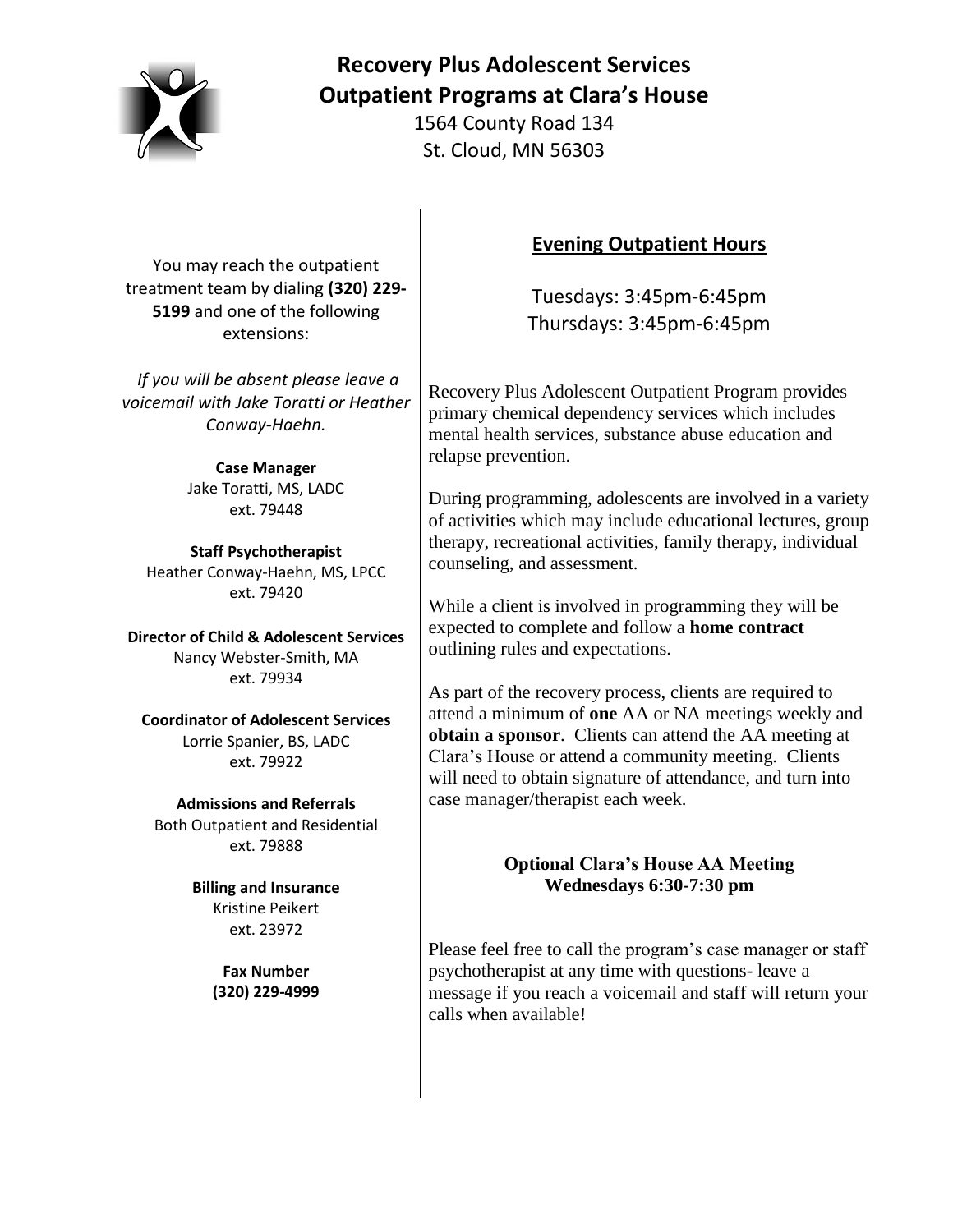# Recovery Plus Adolescent Services
# Outpatient Programs at Clara's House

1564 County Road 134
St. Cloud, MN 56303

You may reach the outpatient treatment team by dialing **(320) 229-5199** and one of the following extensions:

*If you will be absent please leave a voicemail with Jake Toratti or Heather Conway-Haehn.*

**Case Manager**
Jake Toratti, MS, LADC
ext. 79448

**Staff Psychotherapist**
Heather Conway-Haehn, MS, LPCC
ext. 79420

**Director of Child & Adolescent Services**
Nancy Webster-Smith, MA
ext. 79934

**Coordinator of Adolescent Services**
Lorrie Spanier, BS, LADC
ext. 79922

**Admissions and Referrals**
Both Outpatient and Residential
ext. 79888

**Billing and Insurance**
Kristine Peikert
ext. 23972

**Fax Number**
**(320) 229-4999**

## Evening Outpatient Hours

Tuesdays: 3:45pm-6:45pm
Thursdays: 3:45pm-6:45pm

Recovery Plus Adolescent Outpatient Program provides primary chemical dependency services which includes mental health services, substance abuse education and relapse prevention.

During programming, adolescents are involved in a variety of activities which may include educational lectures, group therapy, recreational activities, family therapy, individual counseling, and assessment.

While a client is involved in programming they will be expected to complete and follow a **home contract** outlining rules and expectations.

As part of the recovery process, clients are required to attend a minimum of **one** AA or NA meetings weekly and **obtain a sponsor**. Clients can attend the AA meeting at Clara's House or attend a community meeting. Clients will need to obtain signature of attendance, and turn into case manager/therapist each week.

**Optional Clara's House AA Meeting**
**Wednesdays 6:30-7:30 pm**

Please feel free to call the program's case manager or staff psychotherapist at any time with questions- leave a message if you reach a voicemail and staff will return your calls when available!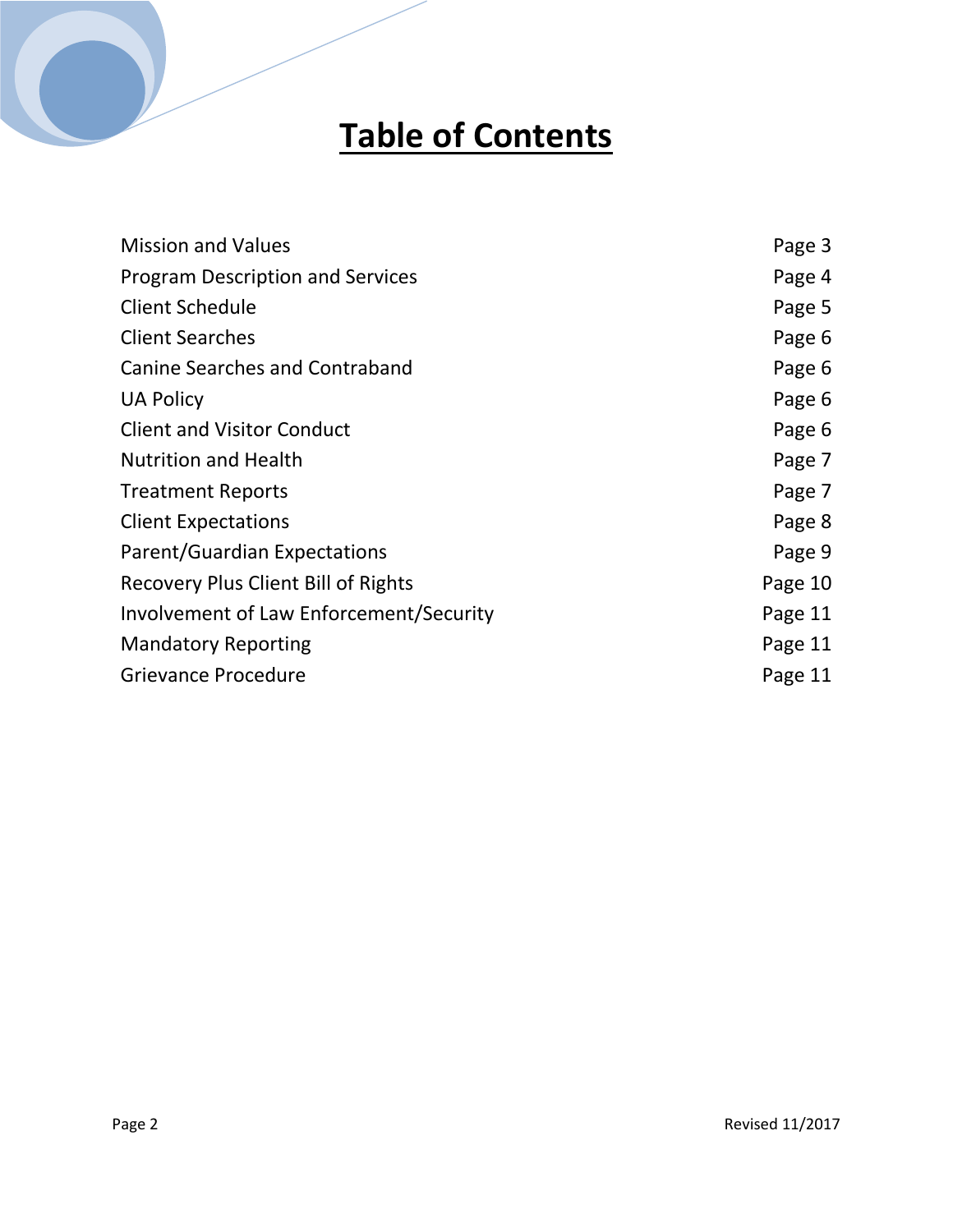# Table of Contents

| | |
|---|---|
| Mission and Values | Page 3 |
| Program Description and Services | Page 4 |
| Client Schedule | Page 5 |
| Client Searches | Page 6 |
| Canine Searches and Contraband | Page 6 |
| UA Policy | Page 6 |
| Client and Visitor Conduct | Page 6 |
| Nutrition and Health | Page 7 |
| Treatment Reports | Page 7 |
| Client Expectations | Page 8 |
| Parent/Guardian Expectations | Page 9 |
| Recovery Plus Client Bill of Rights | Page 10 |
| Involvement of Law Enforcement/Security | Page 11 |
| Mandatory Reporting | Page 11 |
| Grievance Procedure | Page 11 |

Revised 11/2017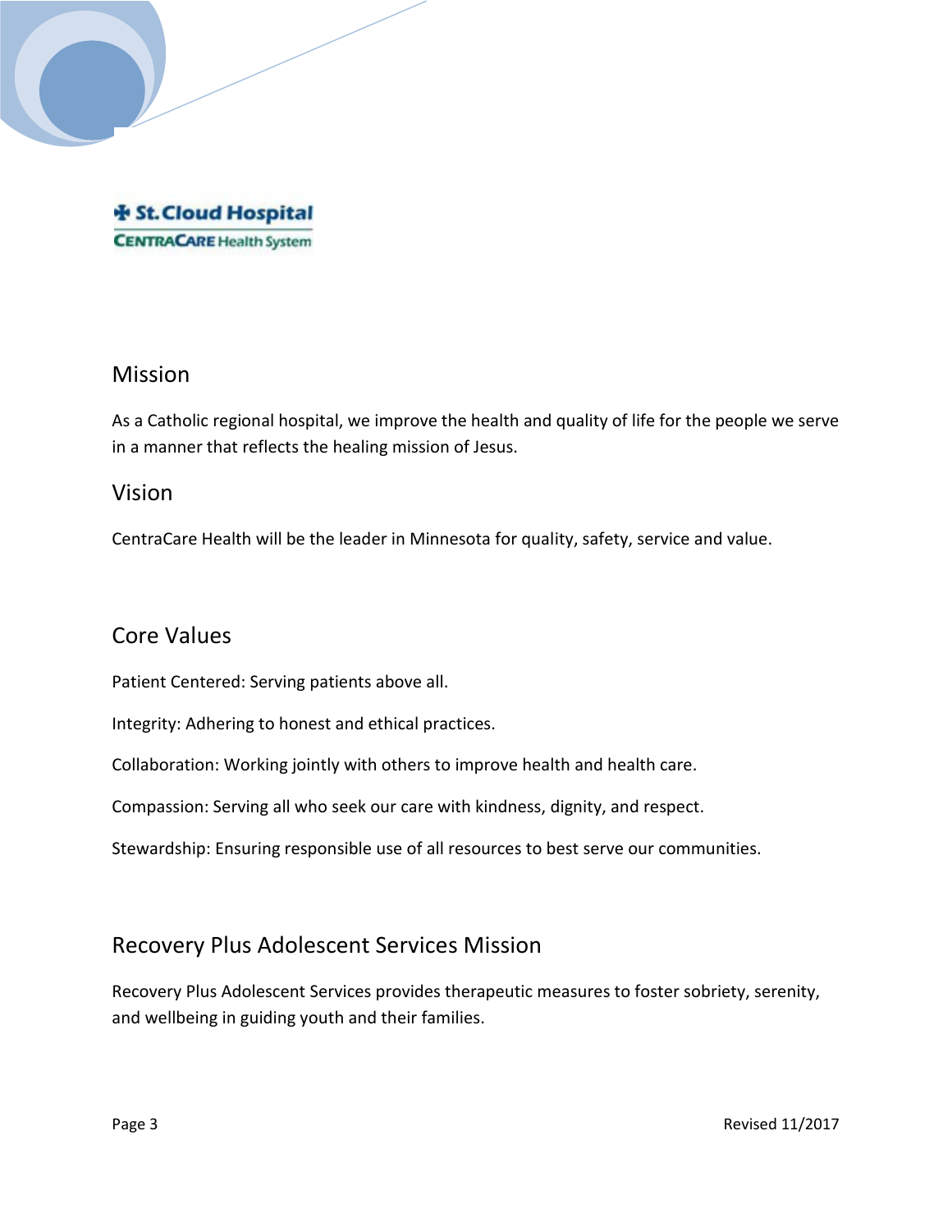St. Cloud Hospital
CENTRACARE Health System

## Mission

As a Catholic regional hospital, we improve the health and quality of life for the people we serve in a manner that reflects the healing mission of Jesus.

## Vision

CentraCare Health will be the leader in Minnesota for quality, safety, service and value.

## Core Values

Patient Centered: Serving patients above all.

Integrity: Adhering to honest and ethical practices.

Collaboration: Working jointly with others to improve health and health care.

Compassion: Serving all who seek our care with kindness, dignity, and respect.

Stewardship: Ensuring responsible use of all resources to best serve our communities.

## Recovery Plus Adolescent Services Mission

Recovery Plus Adolescent Services provides therapeutic measures to foster sobriety, serenity, and wellbeing in guiding youth and their families.

Revised 11/2017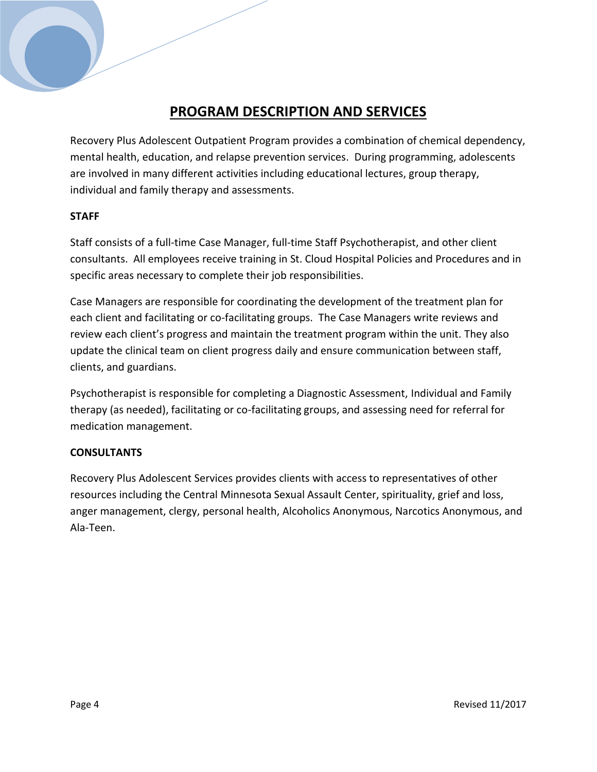# PROGRAM DESCRIPTION AND SERVICES

Recovery Plus Adolescent Outpatient Program provides a combination of chemical dependency, mental health, education, and relapse prevention services. During programming, adolescents are involved in many different activities including educational lectures, group therapy, individual and family therapy and assessments.

**STAFF**

Staff consists of a full-time Case Manager, full-time Staff Psychotherapist, and other client consultants. All employees receive training in St. Cloud Hospital Policies and Procedures and in specific areas necessary to complete their job responsibilities.

Case Managers are responsible for coordinating the development of the treatment plan for each client and facilitating or co-facilitating groups. The Case Managers write reviews and review each client's progress and maintain the treatment program within the unit. They also update the clinical team on client progress daily and ensure communication between staff, clients, and guardians.

Psychotherapist is responsible for completing a Diagnostic Assessment, Individual and Family therapy (as needed), facilitating or co-facilitating groups, and assessing need for referral for medication management.

**CONSULTANTS**

Recovery Plus Adolescent Services provides clients with access to representatives of other resources including the Central Minnesota Sexual Assault Center, spirituality, grief and loss, anger management, clergy, personal health, Alcoholics Anonymous, Narcotics Anonymous, and Ala-Teen.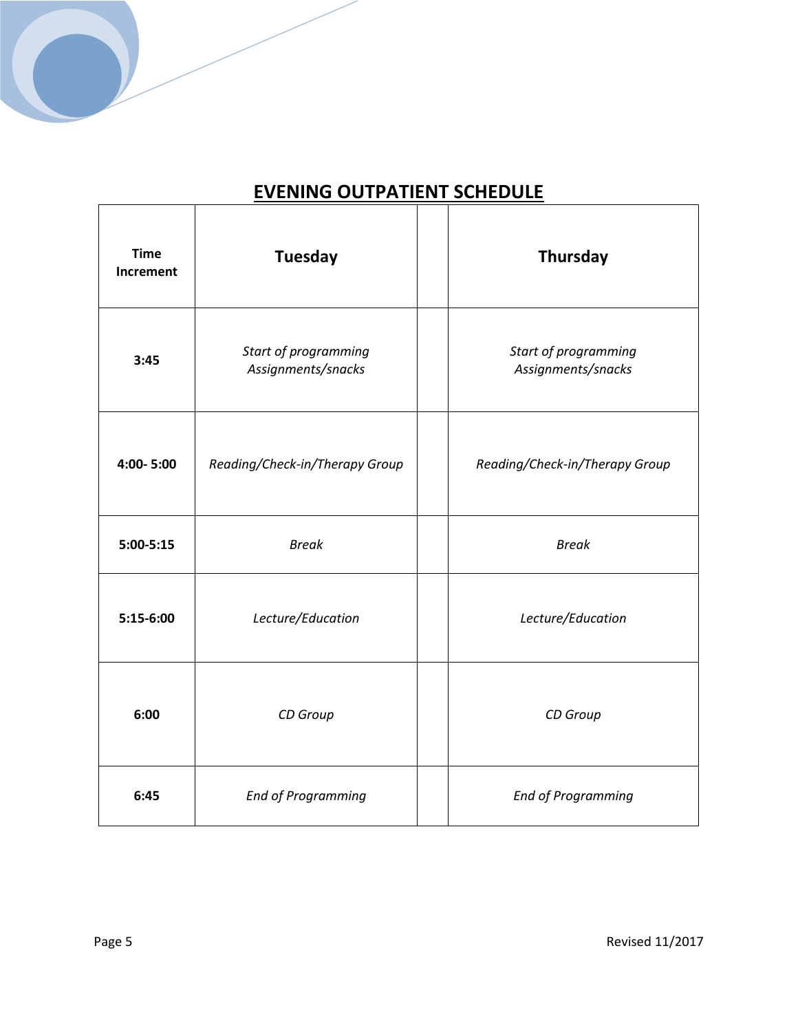## EVENING OUTPATIENT SCHEDULE

| Time Increment | Tuesday | | Thursday |
|---|---|---|---|
| **3:45** | *Start of programming Assignments/snacks* | | *Start of programming Assignments/snacks* |
| **4:00- 5:00** | *Reading/Check-in/Therapy Group* | | *Reading/Check-in/Therapy Group* |
| **5:00-5:15** | *Break* | | *Break* |
| **5:15-6:00** | *Lecture/Education* | | *Lecture/Education* |
| **6:00** | *CD Group* | | *CD Group* |
| **6:45** | *End of Programming* | | *End of Programming* |

Revised 11/2017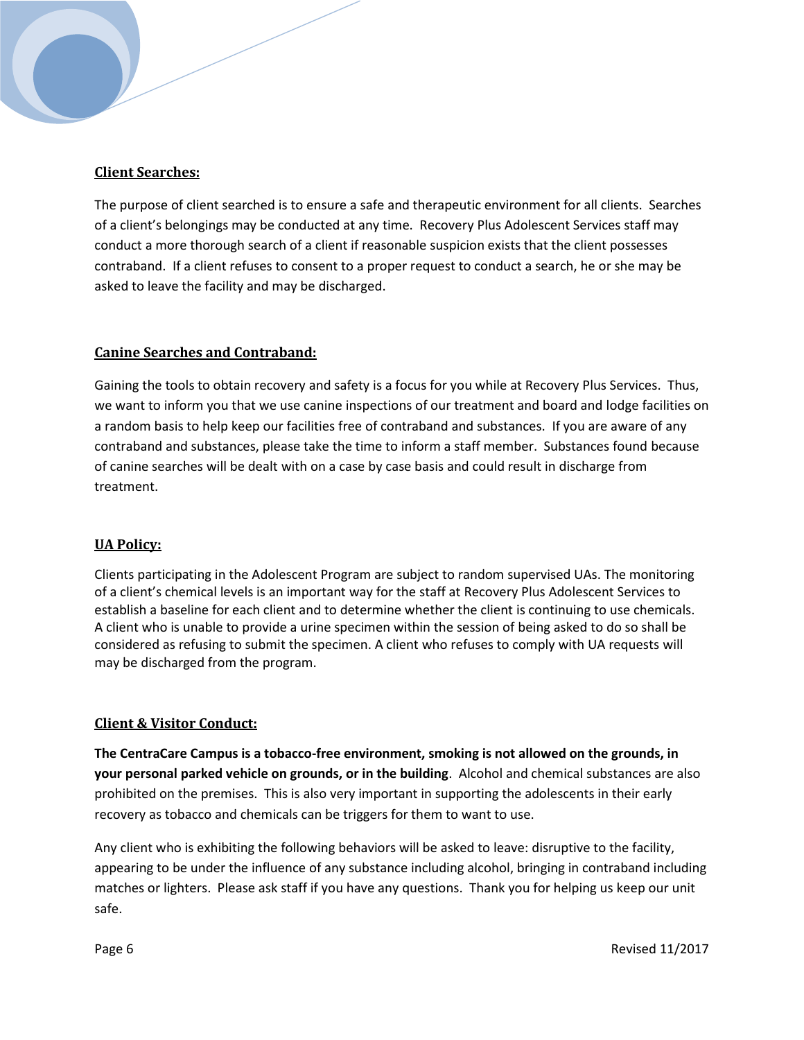## Client Searches:

The purpose of client searched is to ensure a safe and therapeutic environment for all clients. Searches of a client's belongings may be conducted at any time. Recovery Plus Adolescent Services staff may conduct a more thorough search of a client if reasonable suspicion exists that the client possesses contraband. If a client refuses to consent to a proper request to conduct a search, he or she may be asked to leave the facility and may be discharged.

## Canine Searches and Contraband:

Gaining the tools to obtain recovery and safety is a focus for you while at Recovery Plus Services. Thus, we want to inform you that we use canine inspections of our treatment and board and lodge facilities on a random basis to help keep our facilities free of contraband and substances. If you are aware of any contraband and substances, please take the time to inform a staff member. Substances found because of canine searches will be dealt with on a case by case basis and could result in discharge from treatment.

## UA Policy:

Clients participating in the Adolescent Program are subject to random supervised UAs. The monitoring of a client's chemical levels is an important way for the staff at Recovery Plus Adolescent Services to establish a baseline for each client and to determine whether the client is continuing to use chemicals. A client who is unable to provide a urine specimen within the session of being asked to do so shall be considered as refusing to submit the specimen. A client who refuses to comply with UA requests will may be discharged from the program.

## Client & Visitor Conduct:

**The CentraCare Campus is a tobacco-free environment, smoking is not allowed on the grounds, in your personal parked vehicle on grounds, or in the building**. Alcohol and chemical substances are also prohibited on the premises. This is also very important in supporting the adolescents in their early recovery as tobacco and chemicals can be triggers for them to want to use.

Any client who is exhibiting the following behaviors will be asked to leave: disruptive to the facility, appearing to be under the influence of any substance including alcohol, bringing in contraband including matches or lighters. Please ask staff if you have any questions. Thank you for helping us keep our unit safe.

Revised 11/2017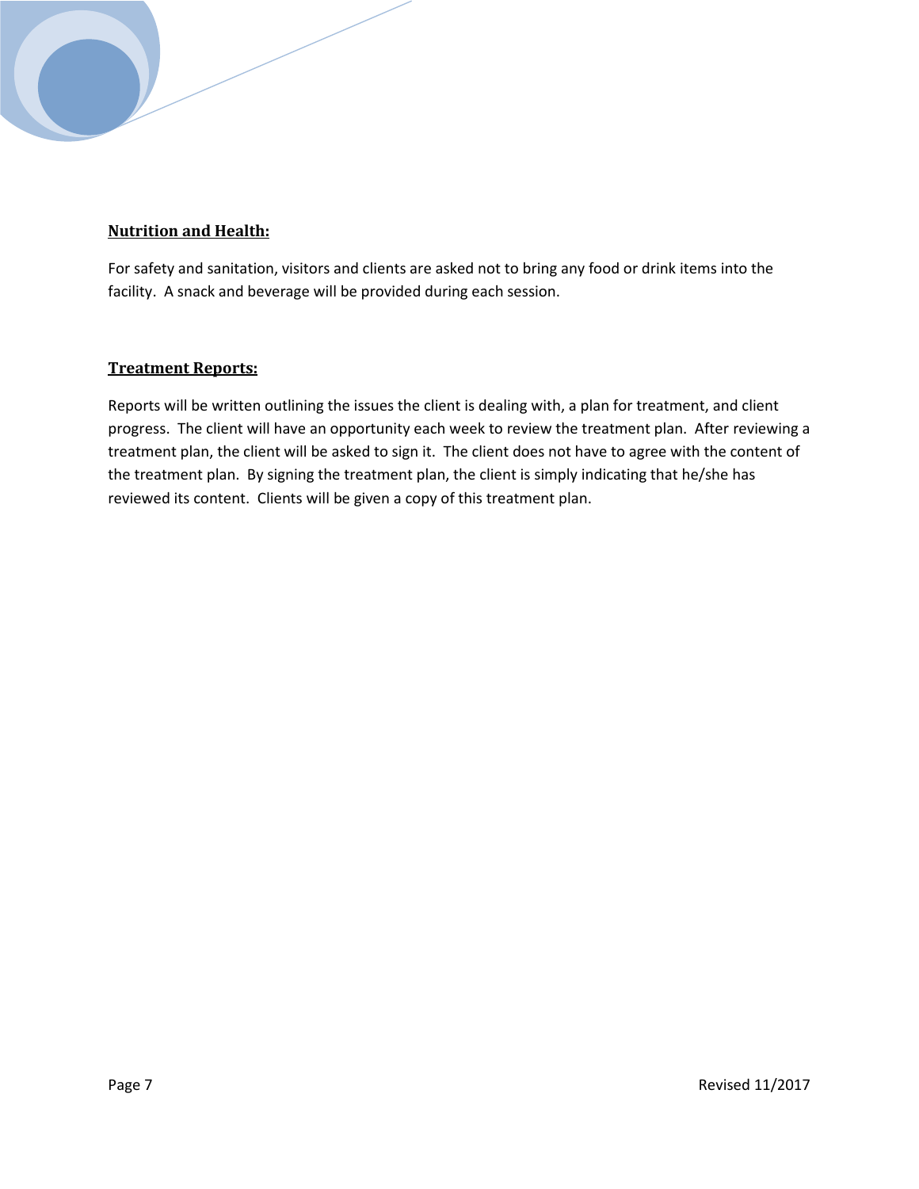## Nutrition and Health:

For safety and sanitation, visitors and clients are asked not to bring any food or drink items into the facility. A snack and beverage will be provided during each session.

## Treatment Reports:

Reports will be written outlining the issues the client is dealing with, a plan for treatment, and client progress. The client will have an opportunity each week to review the treatment plan. After reviewing a treatment plan, the client will be asked to sign it. The client does not have to agree with the content of the treatment plan. By signing the treatment plan, the client is simply indicating that he/she has reviewed its content. Clients will be given a copy of this treatment plan.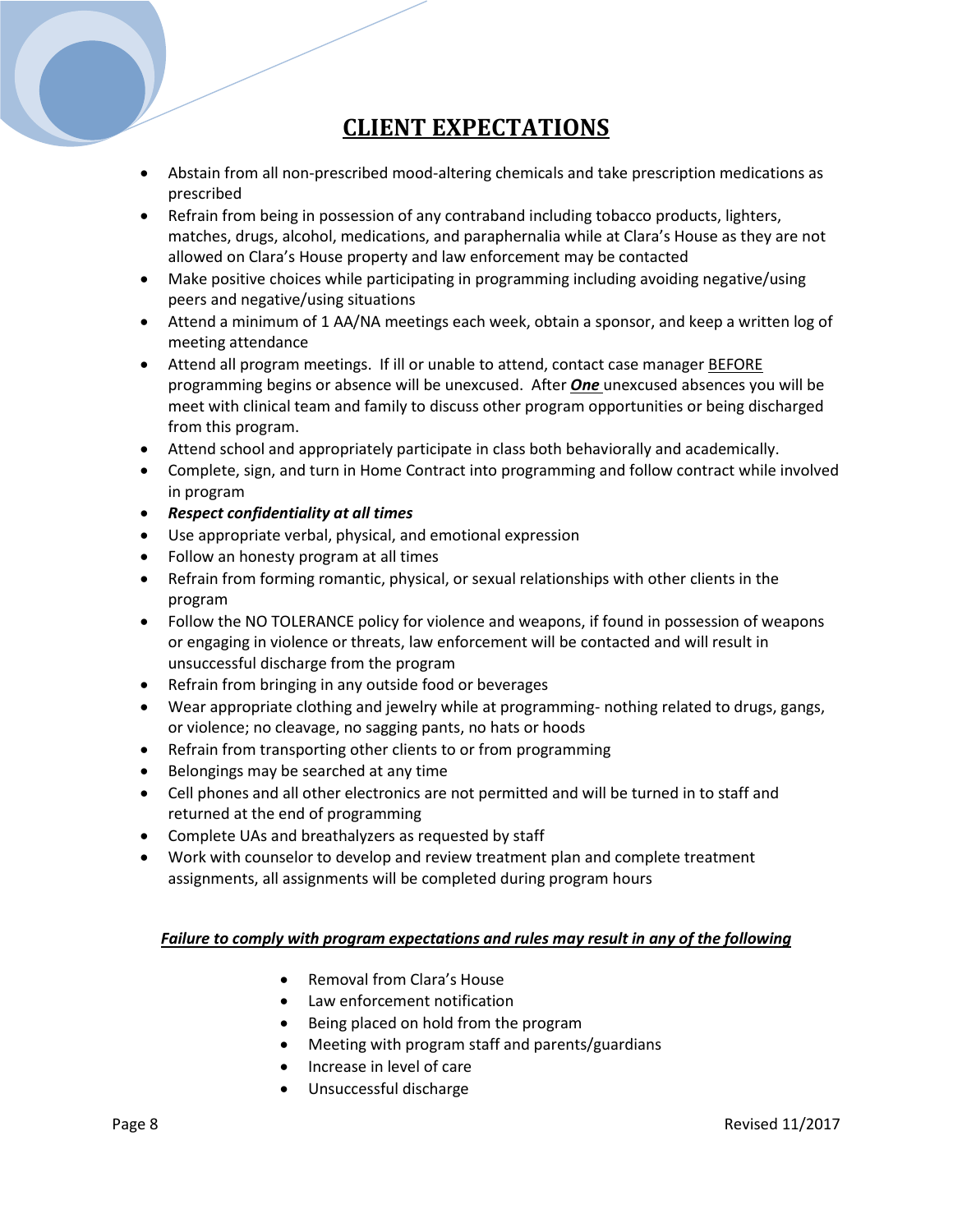# CLIENT EXPECTATIONS

- Abstain from all non-prescribed mood-altering chemicals and take prescription medications as prescribed
- Refrain from being in possession of any contraband including tobacco products, lighters, matches, drugs, alcohol, medications, and paraphernalia while at Clara's House as they are not allowed on Clara's House property and law enforcement may be contacted
- Make positive choices while participating in programming including avoiding negative/using peers and negative/using situations
- Attend a minimum of 1 AA/NA meetings each week, obtain a sponsor, and keep a written log of meeting attendance
- Attend all program meetings. If ill or unable to attend, contact case manager <u>BEFORE</u> programming begins or absence will be unexcused. After <u>***One***</u> unexcused absences you will be meet with clinical team and family to discuss other program opportunities or being discharged from this program.
- Attend school and appropriately participate in class both behaviorally and academically.
- Complete, sign, and turn in Home Contract into programming and follow contract while involved in program
- ***Respect confidentiality at all times***
- Use appropriate verbal, physical, and emotional expression
- Follow an honesty program at all times
- Refrain from forming romantic, physical, or sexual relationships with other clients in the program
- Follow the NO TOLERANCE policy for violence and weapons, if found in possession of weapons or engaging in violence or threats, law enforcement will be contacted and will result in unsuccessful discharge from the program
- Refrain from bringing in any outside food or beverages
- Wear appropriate clothing and jewelry while at programming- nothing related to drugs, gangs, or violence; no cleavage, no sagging pants, no hats or hoods
- Refrain from transporting other clients to or from programming
- Belongings may be searched at any time
- Cell phones and all other electronics are not permitted and will be turned in to staff and returned at the end of programming
- Complete UAs and breathalyzers as requested by staff
- Work with counselor to develop and review treatment plan and complete treatment assignments, all assignments will be completed during program hours

<u>***Failure to comply with program expectations and rules may result in any of the following***</u>

- Removal from Clara's House
- Law enforcement notification
- Being placed on hold from the program
- Meeting with program staff and parents/guardians
- Increase in level of care
- Unsuccessful discharge

Revised 11/2017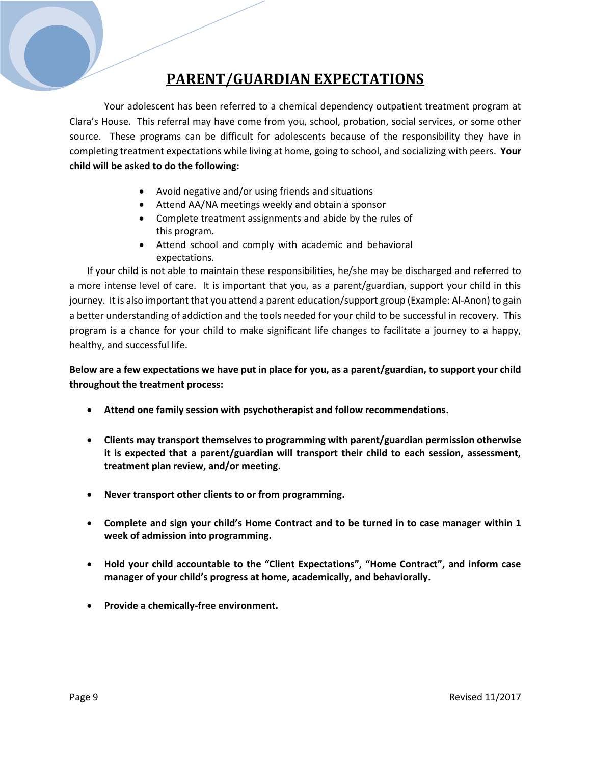# PARENT/GUARDIAN EXPECTATIONS

Your adolescent has been referred to a chemical dependency outpatient treatment program at Clara's House. This referral may have come from you, school, probation, social services, or some other source. These programs can be difficult for adolescents because of the responsibility they have in completing treatment expectations while living at home, going to school, and socializing with peers. **Your child will be asked to do the following:**

- Avoid negative and/or using friends and situations
- Attend AA/NA meetings weekly and obtain a sponsor
- Complete treatment assignments and abide by the rules of this program.
- Attend school and comply with academic and behavioral expectations.

If your child is not able to maintain these responsibilities, he/she may be discharged and referred to a more intense level of care. It is important that you, as a parent/guardian, support your child in this journey. It is also important that you attend a parent education/support group (Example: Al-Anon) to gain a better understanding of addiction and the tools needed for your child to be successful in recovery. This program is a chance for your child to make significant life changes to facilitate a journey to a happy, healthy, and successful life.

**Below are a few expectations we have put in place for you, as a parent/guardian, to support your child throughout the treatment process:**

- **Attend one family session with psychotherapist and follow recommendations.**
- **Clients may transport themselves to programming with parent/guardian permission otherwise it is expected that a parent/guardian will transport their child to each session, assessment, treatment plan review, and/or meeting.**
- **Never transport other clients to or from programming.**
- **Complete and sign your child's Home Contract and to be turned in to case manager within 1 week of admission into programming.**
- **Hold your child accountable to the "Client Expectations", "Home Contract", and inform case manager of your child's progress at home, academically, and behaviorally.**
- **Provide a chemically-free environment.**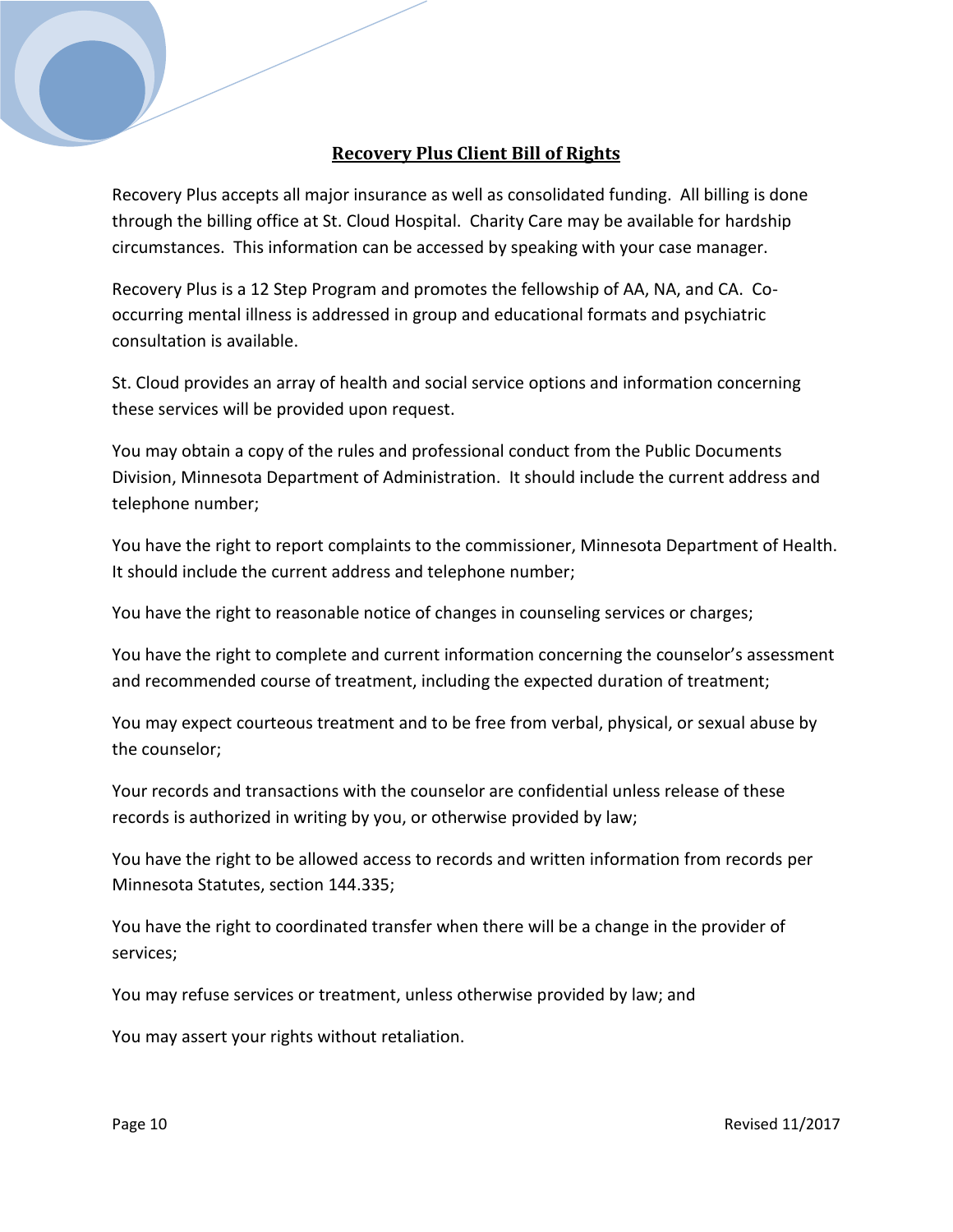# Recovery Plus Client Bill of Rights

Recovery Plus accepts all major insurance as well as consolidated funding. All billing is done through the billing office at St. Cloud Hospital. Charity Care may be available for hardship circumstances. This information can be accessed by speaking with your case manager.

Recovery Plus is a 12 Step Program and promotes the fellowship of AA, NA, and CA. Co-occurring mental illness is addressed in group and educational formats and psychiatric consultation is available.

St. Cloud provides an array of health and social service options and information concerning these services will be provided upon request.

You may obtain a copy of the rules and professional conduct from the Public Documents Division, Minnesota Department of Administration. It should include the current address and telephone number;

You have the right to report complaints to the commissioner, Minnesota Department of Health. It should include the current address and telephone number;

You have the right to reasonable notice of changes in counseling services or charges;

You have the right to complete and current information concerning the counselor's assessment and recommended course of treatment, including the expected duration of treatment;

You may expect courteous treatment and to be free from verbal, physical, or sexual abuse by the counselor;

Your records and transactions with the counselor are confidential unless release of these records is authorized in writing by you, or otherwise provided by law;

You have the right to be allowed access to records and written information from records per Minnesota Statutes, section 144.335;

You have the right to coordinated transfer when there will be a change in the provider of services;

You may refuse services or treatment, unless otherwise provided by law; and

You may assert your rights without retaliation.

Revised 11/2017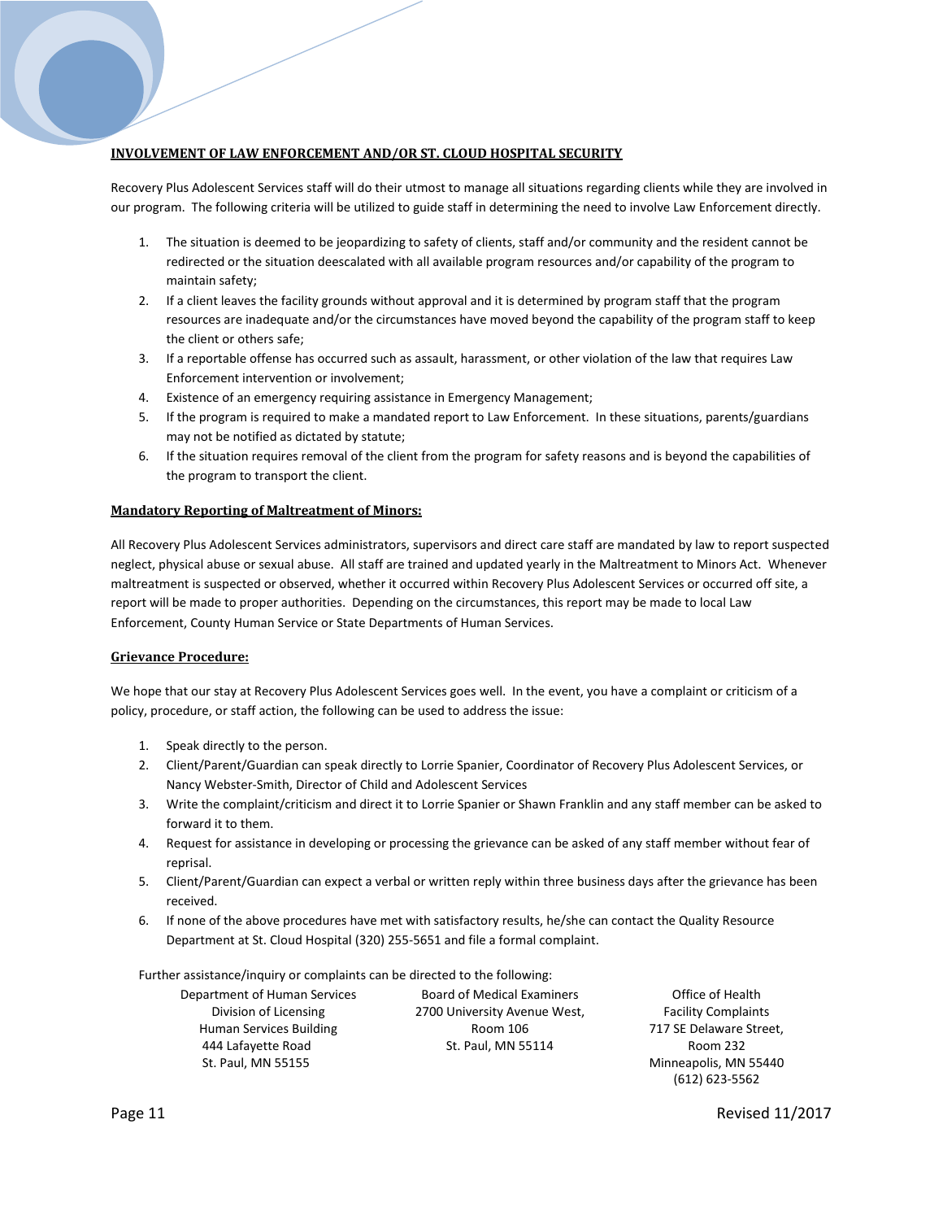**INVOLVEMENT OF LAW ENFORCEMENT AND/OR ST. CLOUD HOSPITAL SECURITY**

Recovery Plus Adolescent Services staff will do their utmost to manage all situations regarding clients while they are involved in our program. The following criteria will be utilized to guide staff in determining the need to involve Law Enforcement directly.

1. The situation is deemed to be jeopardizing to safety of clients, staff and/or community and the resident cannot be redirected or the situation deescalated with all available program resources and/or capability of the program to maintain safety;
2. If a client leaves the facility grounds without approval and it is determined by program staff that the program resources are inadequate and/or the circumstances have moved beyond the capability of the program staff to keep the client or others safe;
3. If a reportable offense has occurred such as assault, harassment, or other violation of the law that requires Law Enforcement intervention or involvement;
4. Existence of an emergency requiring assistance in Emergency Management;
5. If the program is required to make a mandated report to Law Enforcement. In these situations, parents/guardians may not be notified as dictated by statute;
6. If the situation requires removal of the client from the program for safety reasons and is beyond the capabilities of the program to transport the client.

**Mandatory Reporting of Maltreatment of Minors:**

All Recovery Plus Adolescent Services administrators, supervisors and direct care staff are mandated by law to report suspected neglect, physical abuse or sexual abuse. All staff are trained and updated yearly in the Maltreatment to Minors Act. Whenever maltreatment is suspected or observed, whether it occurred within Recovery Plus Adolescent Services or occurred off site, a report will be made to proper authorities. Depending on the circumstances, this report may be made to local Law Enforcement, County Human Service or State Departments of Human Services.

**Grievance Procedure:**

We hope that our stay at Recovery Plus Adolescent Services goes well. In the event, you have a complaint or criticism of a policy, procedure, or staff action, the following can be used to address the issue:

1. Speak directly to the person.
2. Client/Parent/Guardian can speak directly to Lorrie Spanier, Coordinator of Recovery Plus Adolescent Services, or Nancy Webster-Smith, Director of Child and Adolescent Services
3. Write the complaint/criticism and direct it to Lorrie Spanier or Shawn Franklin and any staff member can be asked to forward it to them.
4. Request for assistance in developing or processing the grievance can be asked of any staff member without fear of reprisal.
5. Client/Parent/Guardian can expect a verbal or written reply within three business days after the grievance has been received.
6. If none of the above procedures have met with satisfactory results, he/she can contact the Quality Resource Department at St. Cloud Hospital (320) 255-5651 and file a formal complaint.

Further assistance/inquiry or complaints can be directed to the following:

Department of Human Services
Division of Licensing
Human Services Building
444 Lafayette Road
St. Paul, MN 55155

Board of Medical Examiners
2700 University Avenue West,
Room 106
St. Paul, MN 55114

Office of Health
Facility Complaints
717 SE Delaware Street,
Room 232
Minneapolis, MN 55440
(612) 623-5562

Revised 11/2017